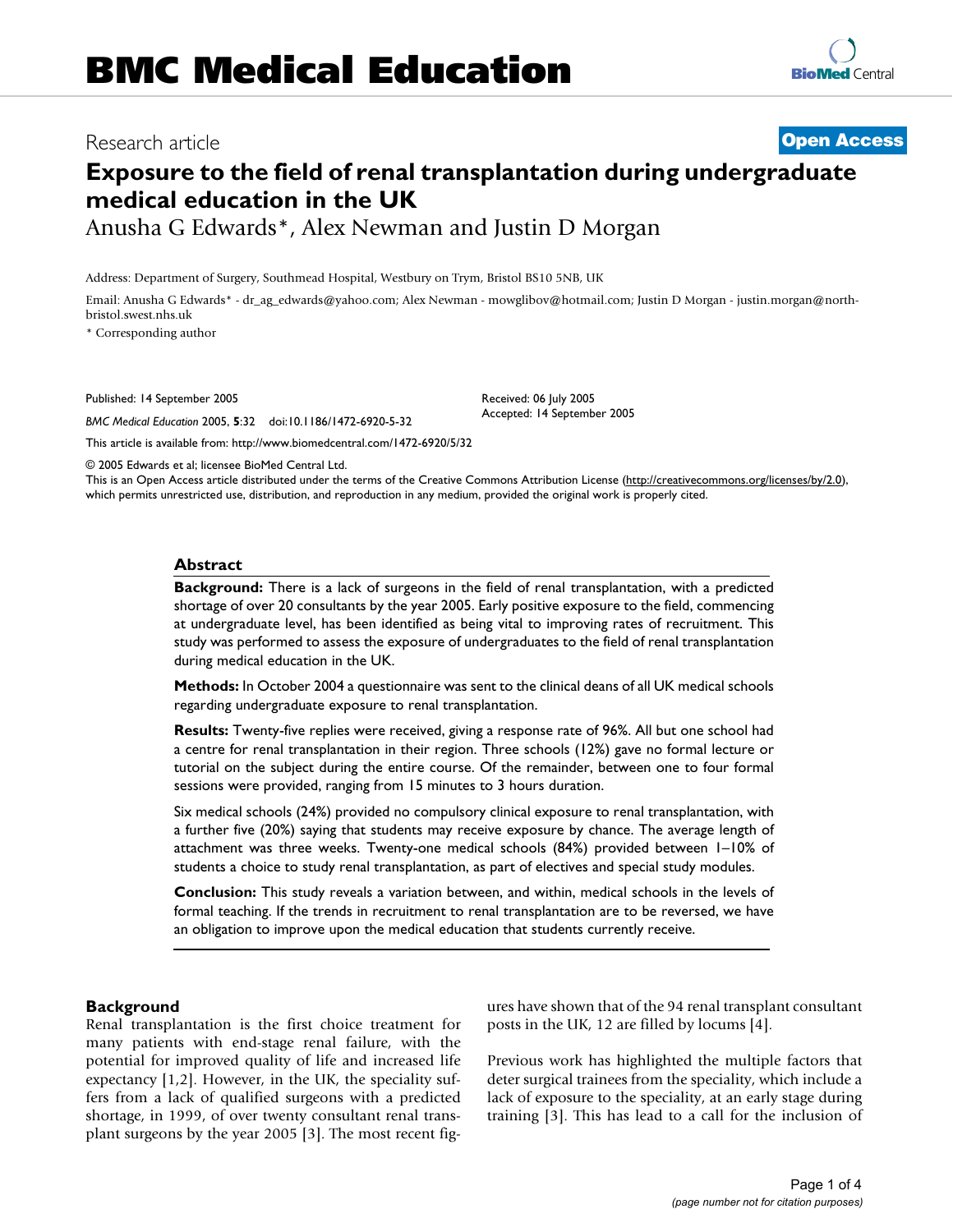BMC Medical Education

Research article

**Open Access**

# Exposure to the field of renal transplantation during undergraduate medical education in the UK

Anusha G Edwards*, Alex Newman and Justin D Morgan

Address: Department of Surgery, Southmead Hospital, Westbury on Trym, Bristol BS10 5NB, UK

Email: Anusha G Edwards* - dr_ag_edwards@yahoo.com; Alex Newman - mowglibov@hotmail.com; Justin D Morgan - justin.morgan@north-bristol.swest.nhs.uk

* Corresponding author

Published: 14 September 2005

*BMC Medical Education* 2005, **5**:32 doi:10.1186/1472-6920-5-32

Received: 06 July 2005
Accepted: 14 September 2005

This article is available from: http://www.biomedcentral.com/1472-6920/5/32

© 2005 Edwards et al; licensee BioMed Central Ltd.
This is an Open Access article distributed under the terms of the Creative Commons Attribution License (http://creativecommons.org/licenses/by/2.0), which permits unrestricted use, distribution, and reproduction in any medium, provided the original work is properly cited.

## Abstract

**Background:** There is a lack of surgeons in the field of renal transplantation, with a predicted shortage of over 20 consultants by the year 2005. Early positive exposure to the field, commencing at undergraduate level, has been identified as being vital to improving rates of recruitment. This study was performed to assess the exposure of undergraduates to the field of renal transplantation during medical education in the UK.

**Methods:** In October 2004 a questionnaire was sent to the clinical deans of all UK medical schools regarding undergraduate exposure to renal transplantation.

**Results:** Twenty-five replies were received, giving a response rate of 96%. All but one school had a centre for renal transplantation in their region. Three schools (12%) gave no formal lecture or tutorial on the subject during the entire course. Of the remainder, between one to four formal sessions were provided, ranging from 15 minutes to 3 hours duration.

Six medical schools (24%) provided no compulsory clinical exposure to renal transplantation, with a further five (20%) saying that students may receive exposure by chance. The average length of attachment was three weeks. Twenty-one medical schools (84%) provided between 1–10% of students a choice to study renal transplantation, as part of electives and special study modules.

**Conclusion:** This study reveals a variation between, and within, medical schools in the levels of formal teaching. If the trends in recruitment to renal transplantation are to be reversed, we have an obligation to improve upon the medical education that students currently receive.

## Background

Renal transplantation is the first choice treatment for many patients with end-stage renal failure, with the potential for improved quality of life and increased life expectancy [1,2]. However, in the UK, the speciality suffers from a lack of qualified surgeons with a predicted shortage, in 1999, of over twenty consultant renal transplant surgeons by the year 2005 [3]. The most recent figures have shown that of the 94 renal transplant consultant posts in the UK, 12 are filled by locums [4].

Previous work has highlighted the multiple factors that deter surgical trainees from the speciality, which include a lack of exposure to the speciality, at an early stage during training [3]. This has lead to a call for the inclusion of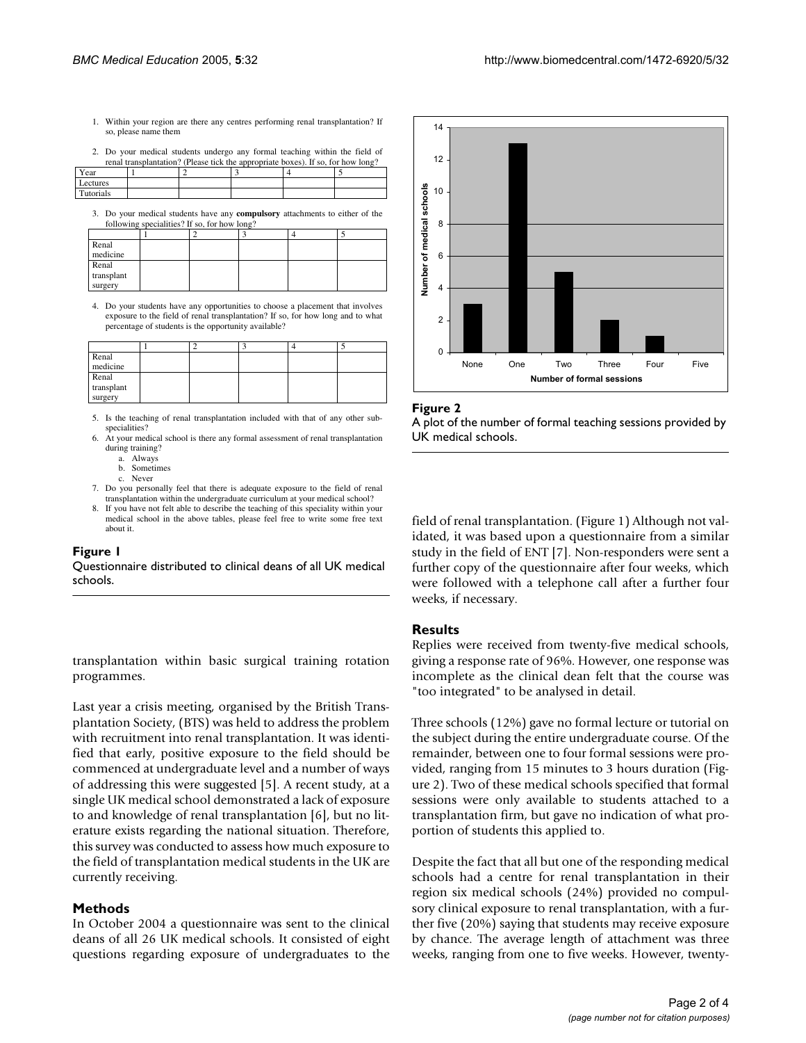1. Within your region are there any centres performing renal transplantation? If so, please name them

2. Do your medical students undergo any formal teaching within the field of renal transplantation? (Please tick the appropriate boxes). If so, for how long?

| Year | 1 | 2 | 3 | 4 | 5 |
|---|---|---|---|---|---|
| Lectures | | | | | |
| Tutorials | | | | | |

3. Do your medical students have any **compulsory** attachments to either of the following specialities? If so, for how long?

| | 1 | 2 | 3 | 4 | 5 |
|---|---|---|---|---|---|
| Renal medicine | | | | | |
| Renal transplant surgery | | | | | |

4. Do your students have any opportunities to choose a placement that involves exposure to the field of renal transplantation? If so, for how long and to what percentage of students is the opportunity available?

| | 1 | 2 | 3 | 4 | 5 |
|---|---|---|---|---|---|
| Renal medicine | | | | | |
| Renal transplant surgery | | | | | |

5. Is the teaching of renal transplantation included with that of any other sub-specialities?
6. At your medical school is there any formal assessment of renal transplantation during training?
   a. Always
   b. Sometimes
   c. Never
7. Do you personally feel that there is adequate exposure to the field of renal transplantation within the undergraduate curriculum at your medical school?
8. If you have not felt able to describe the teaching of this speciality within your medical school in the above tables, please feel free to write some free text about it.

**Figure 1**
Questionnaire distributed to clinical deans of all UK medical schools.

transplantation within basic surgical training rotation programmes.

Last year a crisis meeting, organised by the British Transplantation Society, (BTS) was held to address the problem with recruitment into renal transplantation. It was identified that early, positive exposure to the field should be commenced at undergraduate level and a number of ways of addressing this were suggested [5]. A recent study, at a single UK medical school demonstrated a lack of exposure to and knowledge of renal transplantation [6], but no literature exists regarding the national situation. Therefore, this survey was conducted to assess how much exposure to the field of transplantation medical students in the UK are currently receiving.

## Methods

In October 2004 a questionnaire was sent to the clinical deans of all 26 UK medical schools. It consisted of eight questions regarding exposure of undergraduates to the field of renal transplantation. (Figure 1) Although not validated, it was based upon a questionnaire from a similar study in the field of ENT [7]. Non-responders were sent a further copy of the questionnaire after four weeks, which were followed with a telephone call after a further four weeks, if necessary.

**Figure 2**
A plot of the number of formal teaching sessions provided by UK medical schools.

## Results

Replies were received from twenty-five medical schools, giving a response rate of 96%. However, one response was incomplete as the clinical dean felt that the course was "too integrated" to be analysed in detail.

Three schools (12%) gave no formal lecture or tutorial on the subject during the entire undergraduate course. Of the remainder, between one to four formal sessions were provided, ranging from 15 minutes to 3 hours duration (Figure 2). Two of these medical schools specified that formal sessions were only available to students attached to a transplantation firm, but gave no indication of what proportion of students this applied to.

Despite the fact that all but one of the responding medical schools had a centre for renal transplantation in their region six medical schools (24%) provided no compulsory clinical exposure to renal transplantation, with a further five (20%) saying that students may receive exposure by chance. The average length of attachment was three weeks, ranging from one to five weeks. However, twenty-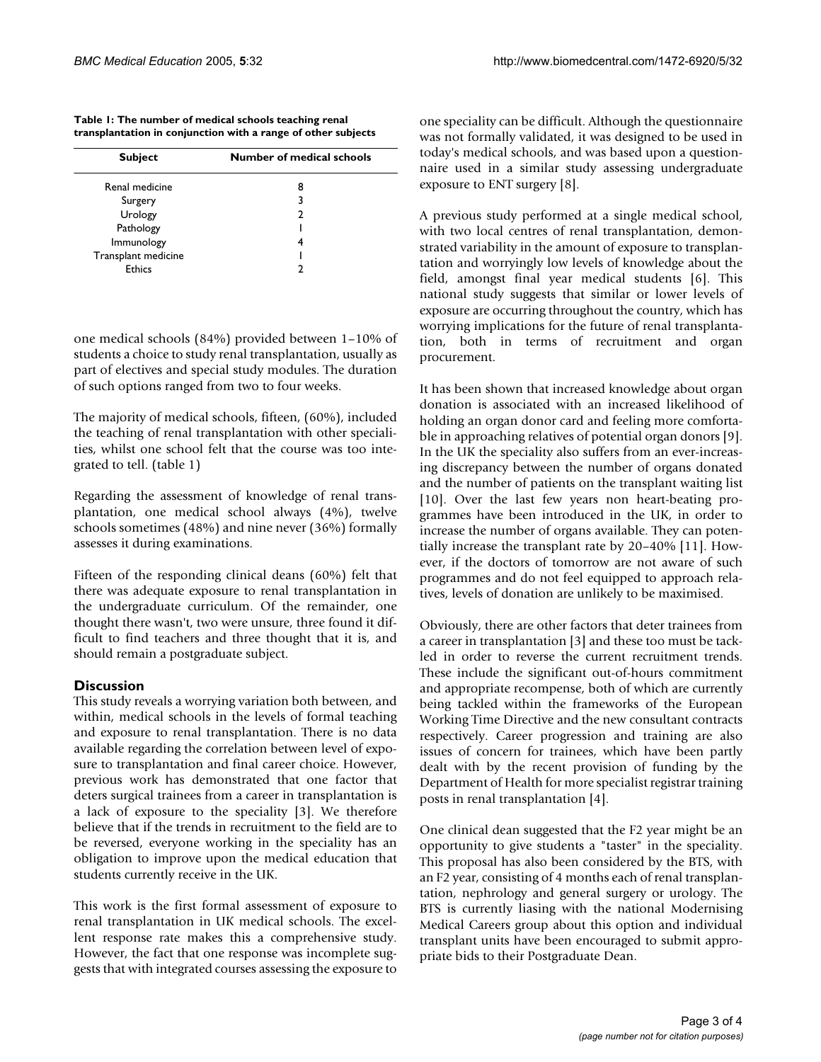**Table 1: The number of medical schools teaching renal transplantation in conjunction with a range of other subjects**

| Subject | Number of medical schools |
| --- | --- |
| Renal medicine | 8 |
| Surgery | 3 |
| Urology | 2 |
| Pathology | 1 |
| Immunology | 4 |
| Transplant medicine | 1 |
| Ethics | 2 |

one medical schools (84%) provided between 1–10% of students a choice to study renal transplantation, usually as part of electives and special study modules. The duration of such options ranged from two to four weeks.

The majority of medical schools, fifteen, (60%), included the teaching of renal transplantation with other specialities, whilst one school felt that the course was too integrated to tell. (table 1)

Regarding the assessment of knowledge of renal transplantation, one medical school always (4%), twelve schools sometimes (48%) and nine never (36%) formally assesses it during examinations.

Fifteen of the responding clinical deans (60%) felt that there was adequate exposure to renal transplantation in the undergraduate curriculum. Of the remainder, one thought there wasn't, two were unsure, three found it difficult to find teachers and three thought that it is, and should remain a postgraduate subject.

## Discussion

This study reveals a worrying variation both between, and within, medical schools in the levels of formal teaching and exposure to renal transplantation. There is no data available regarding the correlation between level of exposure to transplantation and final career choice. However, previous work has demonstrated that one factor that deters surgical trainees from a career in transplantation is a lack of exposure to the speciality [3]. We therefore believe that if the trends in recruitment to the field are to be reversed, everyone working in the speciality has an obligation to improve upon the medical education that students currently receive in the UK.

This work is the first formal assessment of exposure to renal transplantation in UK medical schools. The excellent response rate makes this a comprehensive study. However, the fact that one response was incomplete suggests that with integrated courses assessing the exposure to one speciality can be difficult. Although the questionnaire was not formally validated, it was designed to be used in today's medical schools, and was based upon a questionnaire used in a similar study assessing undergraduate exposure to ENT surgery [8].

A previous study performed at a single medical school, with two local centres of renal transplantation, demonstrated variability in the amount of exposure to transplantation and worryingly low levels of knowledge about the field, amongst final year medical students [6]. This national study suggests that similar or lower levels of exposure are occurring throughout the country, which has worrying implications for the future of renal transplantation, both in terms of recruitment and organ procurement.

It has been shown that increased knowledge about organ donation is associated with an increased likelihood of holding an organ donor card and feeling more comfortable in approaching relatives of potential organ donors [9]. In the UK the speciality also suffers from an ever-increasing discrepancy between the number of organs donated and the number of patients on the transplant waiting list [10]. Over the last few years non heart-beating programmes have been introduced in the UK, in order to increase the number of organs available. They can potentially increase the transplant rate by 20–40% [11]. However, if the doctors of tomorrow are not aware of such programmes and do not feel equipped to approach relatives, levels of donation are unlikely to be maximised.

Obviously, there are other factors that deter trainees from a career in transplantation [3] and these too must be tackled in order to reverse the current recruitment trends. These include the significant out-of-hours commitment and appropriate recompense, both of which are currently being tackled within the frameworks of the European Working Time Directive and the new consultant contracts respectively. Career progression and training are also issues of concern for trainees, which have been partly dealt with by the recent provision of funding by the Department of Health for more specialist registrar training posts in renal transplantation [4].

One clinical dean suggested that the F2 year might be an opportunity to give students a "taster" in the speciality. This proposal has also been considered by the BTS, with an F2 year, consisting of 4 months each of renal transplantation, nephrology and general surgery or urology. The BTS is currently liasing with the national Modernising Medical Careers group about this option and individual transplant units have been encouraged to submit appropriate bids to their Postgraduate Dean.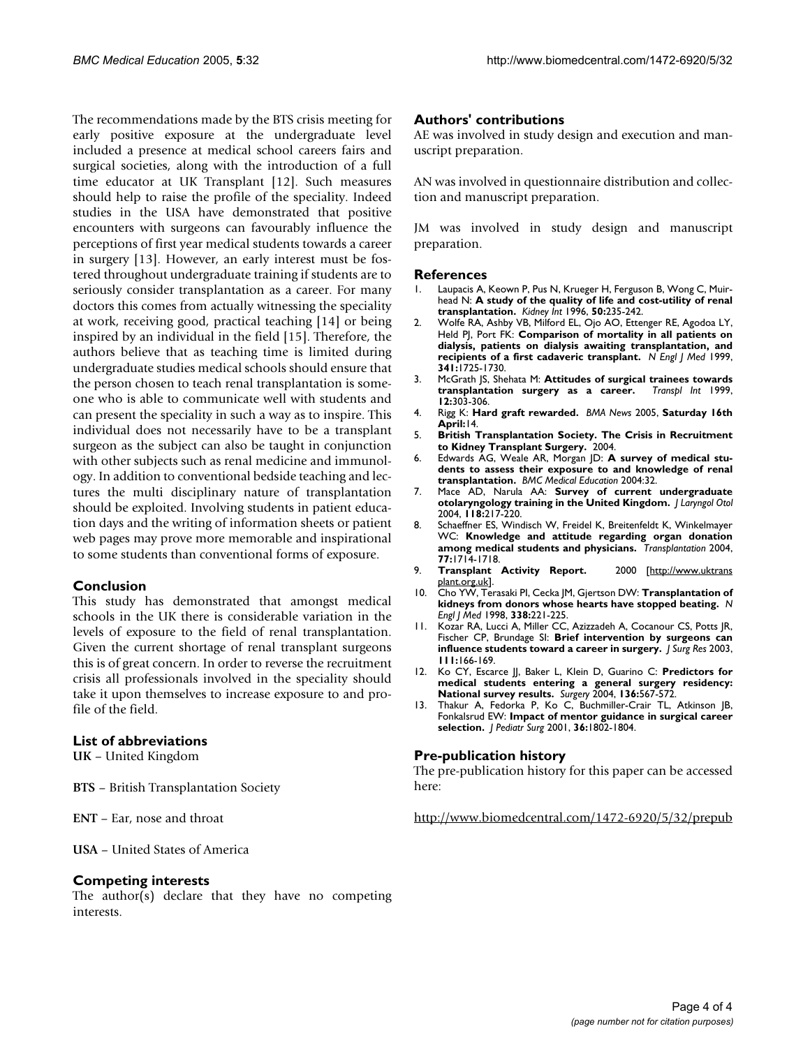The recommendations made by the BTS crisis meeting for early positive exposure at the undergraduate level included a presence at medical school careers fairs and surgical societies, along with the introduction of a full time educator at UK Transplant [12]. Such measures should help to raise the profile of the speciality. Indeed studies in the USA have demonstrated that positive encounters with surgeons can favourably influence the perceptions of first year medical students towards a career in surgery [13]. However, an early interest must be fostered throughout undergraduate training if students are to seriously consider transplantation as a career. For many doctors this comes from actually witnessing the speciality at work, receiving good, practical teaching [14] or being inspired by an individual in the field [15]. Therefore, the authors believe that as teaching time is limited during undergraduate studies medical schools should ensure that the person chosen to teach renal transplantation is someone who is able to communicate well with students and can present the speciality in such a way as to inspire. This individual does not necessarily have to be a transplant surgeon as the subject can also be taught in conjunction with other subjects such as renal medicine and immunology. In addition to conventional bedside teaching and lectures the multi disciplinary nature of transplantation should be exploited. Involving students in patient education days and the writing of information sheets or patient web pages may prove more memorable and inspirational to some students than conventional forms of exposure.

## Conclusion

This study has demonstrated that amongst medical schools in the UK there is considerable variation in the levels of exposure to the field of renal transplantation. Given the current shortage of renal transplant surgeons this is of great concern. In order to reverse the recruitment crisis all professionals involved in the speciality should take it upon themselves to increase exposure to and profile of the field.

## List of abbreviations

**UK** – United Kingdom

**BTS** – British Transplantation Society

**ENT** – Ear, nose and throat

**USA** – United States of America

## Competing interests

The author(s) declare that they have no competing interests.

## Authors' contributions

AE was involved in study design and execution and manuscript preparation.

AN was involved in questionnaire distribution and collection and manuscript preparation.

JM was involved in study design and manuscript preparation.

## References

1. Laupacis A, Keown P, Pus N, Krueger H, Ferguson B, Wong C, Muirhead N: **A study of the quality of life and cost-utility of renal transplantation.** *Kidney Int* 1996, **50:**235-242.
2. Wolfe RA, Ashby VB, Milford EL, Ojo AO, Ettenger RE, Agodoa LY, Held PJ, Port FK: **Comparison of mortality in all patients on dialysis, patients on dialysis awaiting transplantation, and recipients of a first cadaveric transplant.** *N Engl J Med* 1999, **341:**1725-1730.
3. McGrath JS, Shehata M: **Attitudes of surgical trainees towards transplantation surgery as a career.** *Transpl Int* 1999, **12:**303-306.
4. Rigg K: **Hard graft rewarded.** *BMA News* 2005, **Saturday 16th April:**14.
5. **British Transplantation Society. The Crisis in Recruitment to Kidney Transplant Surgery.** 2004.
6. Edwards AG, Weale AR, Morgan JD: **A survey of medical students to assess their exposure to and knowledge of renal transplantation.** *BMC Medical Education* 2004:32.
7. Mace AD, Narula AA: **Survey of current undergraduate otolaryngology training in the United Kingdom.** *J Laryngol Otol* 2004, **118:**217-220.
8. Schaeffner ES, Windisch W, Freidel K, Breitenfeldt K, Winkelmayer WC: **Knowledge and attitude regarding organ donation among medical students and physicians.** *Transplantation* 2004, **77:**1714-1718.
9. **Transplant Activity Report.** 2000 [http://www.uktransplant.org.uk].
10. Cho YW, Terasaki PI, Cecka JM, Gjertson DW: **Transplantation of kidneys from donors whose hearts have stopped beating.** *N Engl J Med* 1998, **338:**221-225.
11. Kozar RA, Lucci A, Miller CC, Azizzadeh A, Cocanour CS, Potts JR, Fischer CP, Brundage SI: **Brief intervention by surgeons can influence students toward a career in surgery.** *J Surg Res* 2003, **111:**166-169.
12. Ko CY, Escarce JJ, Baker L, Klein D, Guarino C: **Predictors for medical students entering a general surgery residency: National survey results.** *Surgery* 2004, **136:**567-572.
13. Thakur A, Fedorka P, Ko C, Buchmiller-Crair TL, Atkinson JB, Fonkalsrud EW: **Impact of mentor guidance in surgical career selection.** *J Pediatr Surg* 2001, **36:**1802-1804.

## Pre-publication history

The pre-publication history for this paper can be accessed here:

http://www.biomedcentral.com/1472-6920/5/32/prepub